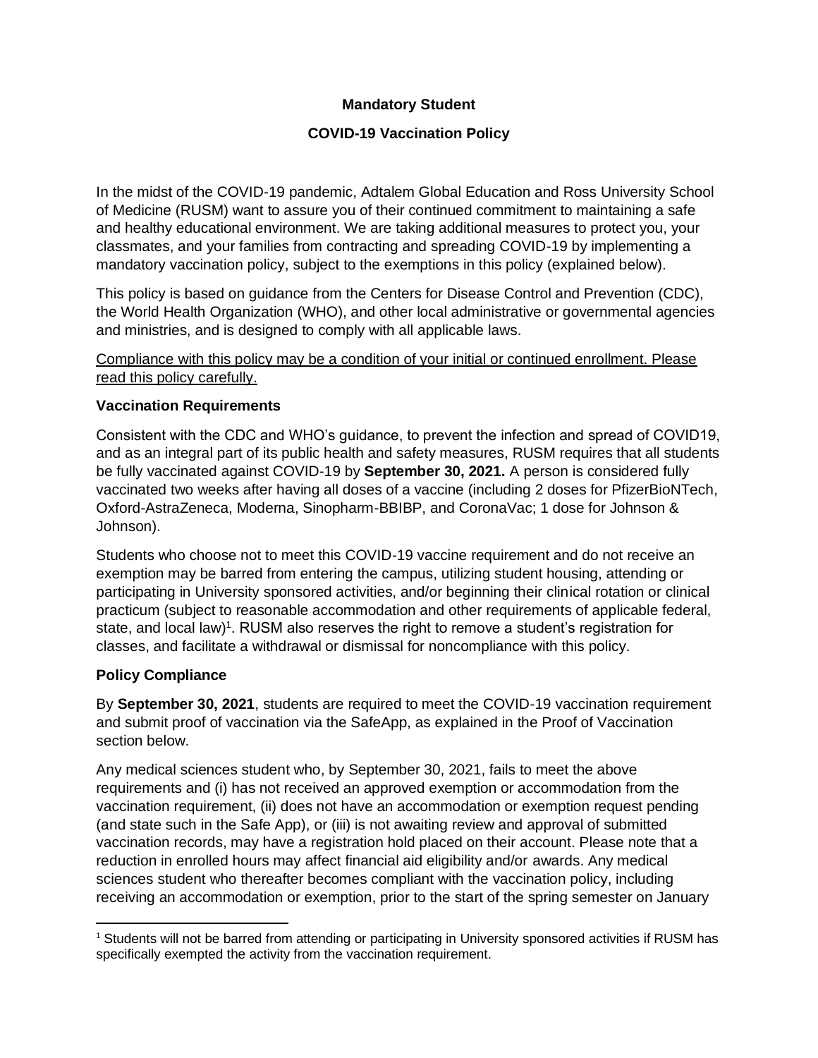**Mandatory Student**

**COVID-19 Vaccination Policy**

In the midst of the COVID-19 pandemic, Adtalem Global Education and Ross University School of Medicine (RUSM) want to assure you of their continued commitment to maintaining a safe and healthy educational environment. We are taking additional measures to protect you, your classmates, and your families from contracting and spreading COVID-19 by implementing a mandatory vaccination policy, subject to the exemptions in this policy (explained below).

This policy is based on guidance from the Centers for Disease Control and Prevention (CDC), the World Health Organization (WHO), and other local administrative or governmental agencies and ministries, and is designed to comply with all applicable laws.

<u>Compliance with this policy may be a condition of your initial or continued enrollment. Please read this policy carefully.</u>

**Vaccination Requirements**

Consistent with the CDC and WHO's guidance, to prevent the infection and spread of COVID19, and as an integral part of its public health and safety measures, RUSM requires that all students be fully vaccinated against COVID-19 by **September 30, 2021.** A person is considered fully vaccinated two weeks after having all doses of a vaccine (including 2 doses for PfizerBioNTech, Oxford-AstraZeneca, Moderna, Sinopharm-BBIBP, and CoronaVac; 1 dose for Johnson & Johnson).

Students who choose not to meet this COVID-19 vaccine requirement and do not receive an exemption may be barred from entering the campus, utilizing student housing, attending or participating in University sponsored activities, and/or beginning their clinical rotation or clinical practicum (subject to reasonable accommodation and other requirements of applicable federal, state, and local law)[1]. RUSM also reserves the right to remove a student's registration for classes, and facilitate a withdrawal or dismissal for noncompliance with this policy.

**Policy Compliance**

By **September 30, 2021**, students are required to meet the COVID-19 vaccination requirement and submit proof of vaccination via the SafeApp, as explained in the Proof of Vaccination section below.

Any medical sciences student who, by September 30, 2021, fails to meet the above requirements and (i) has not received an approved exemption or accommodation from the vaccination requirement, (ii) does not have an accommodation or exemption request pending (and state such in the Safe App), or (iii) is not awaiting review and approval of submitted vaccination records, may have a registration hold placed on their account. Please note that a reduction in enrolled hours may affect financial aid eligibility and/or awards. Any medical sciences student who thereafter becomes compliant with the vaccination policy, including receiving an accommodation or exemption, prior to the start of the spring semester on January

[1] Students will not be barred from attending or participating in University sponsored activities if RUSM has specifically exempted the activity from the vaccination requirement.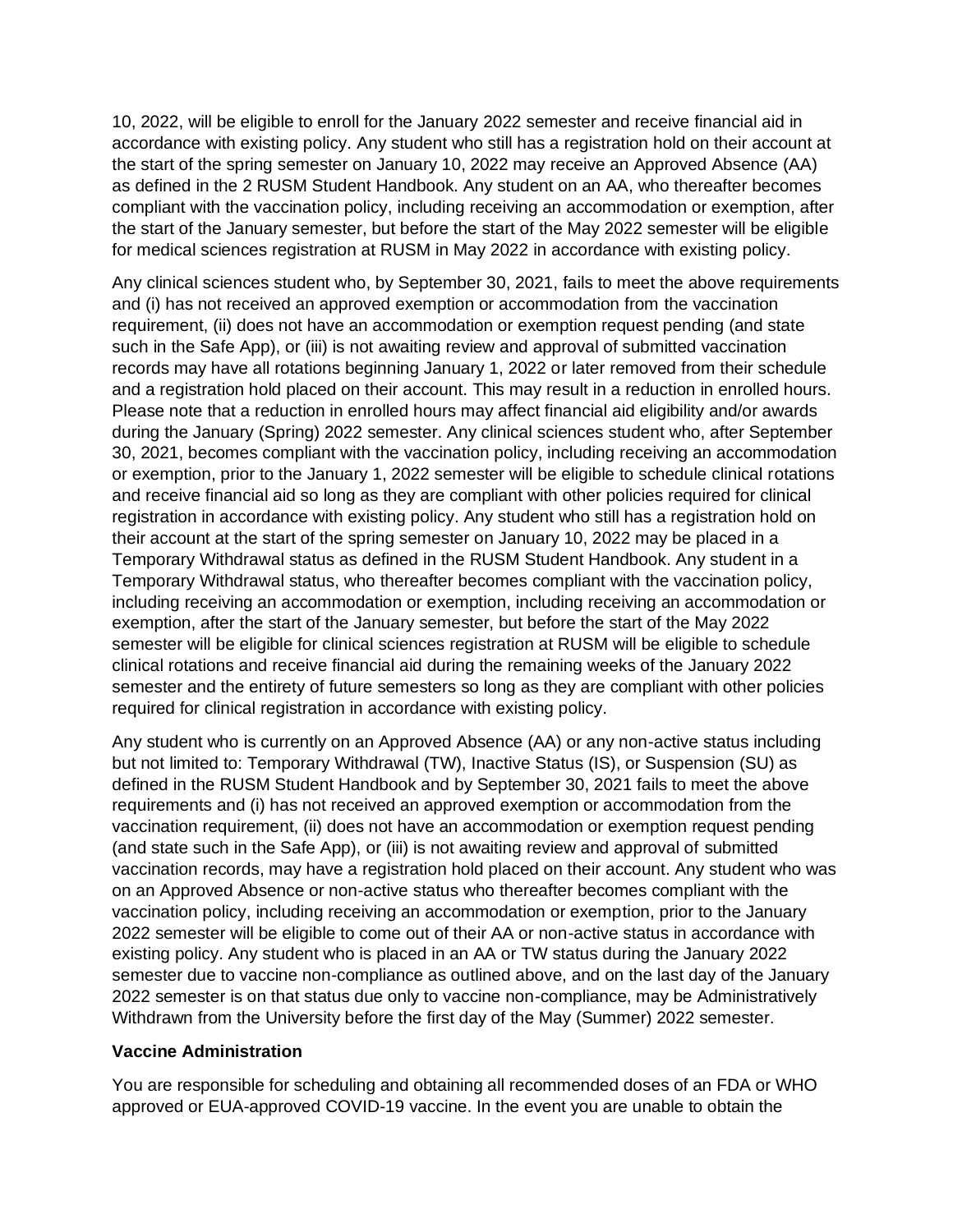10, 2022, will be eligible to enroll for the January 2022 semester and receive financial aid in accordance with existing policy. Any student who still has a registration hold on their account at the start of the spring semester on January 10, 2022 may receive an Approved Absence (AA) as defined in the 2 RUSM Student Handbook. Any student on an AA, who thereafter becomes compliant with the vaccination policy, including receiving an accommodation or exemption, after the start of the January semester, but before the start of the May 2022 semester will be eligible for medical sciences registration at RUSM in May 2022 in accordance with existing policy.

Any clinical sciences student who, by September 30, 2021, fails to meet the above requirements and (i) has not received an approved exemption or accommodation from the vaccination requirement, (ii) does not have an accommodation or exemption request pending (and state such in the Safe App), or (iii) is not awaiting review and approval of submitted vaccination records may have all rotations beginning January 1, 2022 or later removed from their schedule and a registration hold placed on their account. This may result in a reduction in enrolled hours. Please note that a reduction in enrolled hours may affect financial aid eligibility and/or awards during the January (Spring) 2022 semester. Any clinical sciences student who, after September 30, 2021, becomes compliant with the vaccination policy, including receiving an accommodation or exemption, prior to the January 1, 2022 semester will be eligible to schedule clinical rotations and receive financial aid so long as they are compliant with other policies required for clinical registration in accordance with existing policy. Any student who still has a registration hold on their account at the start of the spring semester on January 10, 2022 may be placed in a Temporary Withdrawal status as defined in the RUSM Student Handbook. Any student in a Temporary Withdrawal status, who thereafter becomes compliant with the vaccination policy, including receiving an accommodation or exemption, including receiving an accommodation or exemption, after the start of the January semester, but before the start of the May 2022 semester will be eligible for clinical sciences registration at RUSM will be eligible to schedule clinical rotations and receive financial aid during the remaining weeks of the January 2022 semester and the entirety of future semesters so long as they are compliant with other policies required for clinical registration in accordance with existing policy.

Any student who is currently on an Approved Absence (AA) or any non-active status including but not limited to: Temporary Withdrawal (TW), Inactive Status (IS), or Suspension (SU) as defined in the RUSM Student Handbook and by September 30, 2021 fails to meet the above requirements and (i) has not received an approved exemption or accommodation from the vaccination requirement, (ii) does not have an accommodation or exemption request pending (and state such in the Safe App), or (iii) is not awaiting review and approval of submitted vaccination records, may have a registration hold placed on their account. Any student who was on an Approved Absence or non-active status who thereafter becomes compliant with the vaccination policy, including receiving an accommodation or exemption, prior to the January 2022 semester will be eligible to come out of their AA or non-active status in accordance with existing policy. Any student who is placed in an AA or TW status during the January 2022 semester due to vaccine non-compliance as outlined above, and on the last day of the January 2022 semester is on that status due only to vaccine non-compliance, may be Administratively Withdrawn from the University before the first day of the May (Summer) 2022 semester.

**Vaccine Administration**

You are responsible for scheduling and obtaining all recommended doses of an FDA or WHO approved or EUA-approved COVID-19 vaccine. In the event you are unable to obtain the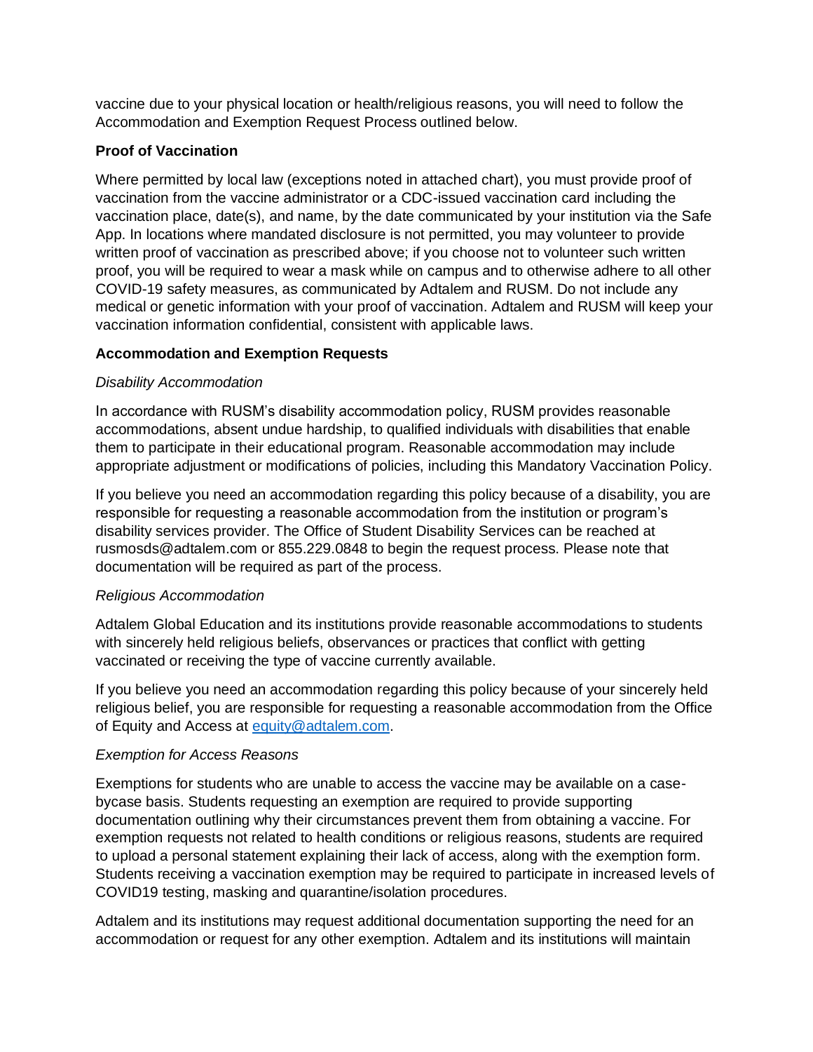vaccine due to your physical location or health/religious reasons, you will need to follow the Accommodation and Exemption Request Process outlined below.

**Proof of Vaccination**

Where permitted by local law (exceptions noted in attached chart), you must provide proof of vaccination from the vaccine administrator or a CDC-issued vaccination card including the vaccination place, date(s), and name, by the date communicated by your institution via the Safe App. In locations where mandated disclosure is not permitted, you may volunteer to provide written proof of vaccination as prescribed above; if you choose not to volunteer such written proof, you will be required to wear a mask while on campus and to otherwise adhere to all other COVID-19 safety measures, as communicated by Adtalem and RUSM. Do not include any medical or genetic information with your proof of vaccination. Adtalem and RUSM will keep your vaccination information confidential, consistent with applicable laws.

**Accommodation and Exemption Requests**

*Disability Accommodation*

In accordance with RUSM's disability accommodation policy, RUSM provides reasonable accommodations, absent undue hardship, to qualified individuals with disabilities that enable them to participate in their educational program. Reasonable accommodation may include appropriate adjustment or modifications of policies, including this Mandatory Vaccination Policy.

If you believe you need an accommodation regarding this policy because of a disability, you are responsible for requesting a reasonable accommodation from the institution or program's disability services provider. The Office of Student Disability Services can be reached at rusmosds@adtalem.com or 855.229.0848 to begin the request process. Please note that documentation will be required as part of the process.

*Religious Accommodation*

Adtalem Global Education and its institutions provide reasonable accommodations to students with sincerely held religious beliefs, observances or practices that conflict with getting vaccinated or receiving the type of vaccine currently available.

If you believe you need an accommodation regarding this policy because of your sincerely held religious belief, you are responsible for requesting a reasonable accommodation from the Office of Equity and Access at equity@adtalem.com.

*Exemption for Access Reasons*

Exemptions for students who are unable to access the vaccine may be available on a case-bycase basis. Students requesting an exemption are required to provide supporting documentation outlining why their circumstances prevent them from obtaining a vaccine. For exemption requests not related to health conditions or religious reasons, students are required to upload a personal statement explaining their lack of access, along with the exemption form. Students receiving a vaccination exemption may be required to participate in increased levels of COVID19 testing, masking and quarantine/isolation procedures.

Adtalem and its institutions may request additional documentation supporting the need for an accommodation or request for any other exemption. Adtalem and its institutions will maintain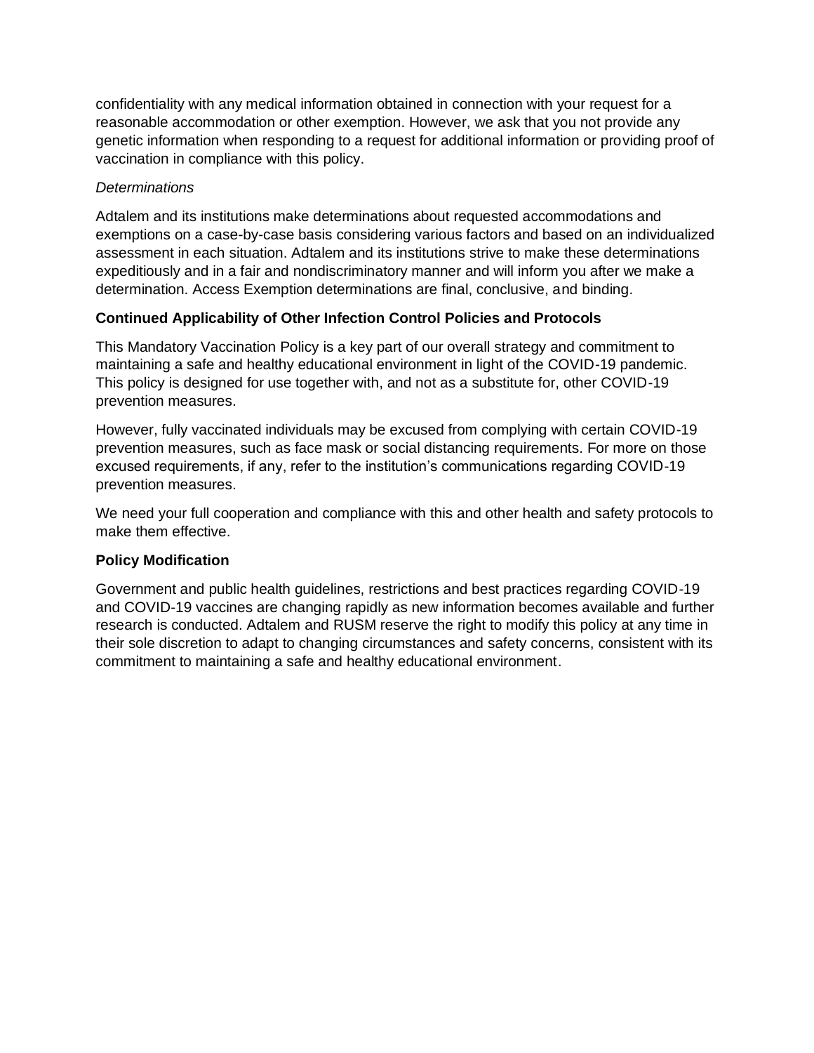confidentiality with any medical information obtained in connection with your request for a reasonable accommodation or other exemption. However, we ask that you not provide any genetic information when responding to a request for additional information or providing proof of vaccination in compliance with this policy.

*Determinations*

Adtalem and its institutions make determinations about requested accommodations and exemptions on a case-by-case basis considering various factors and based on an individualized assessment in each situation. Adtalem and its institutions strive to make these determinations expeditiously and in a fair and nondiscriminatory manner and will inform you after we make a determination. Access Exemption determinations are final, conclusive, and binding.

**Continued Applicability of Other Infection Control Policies and Protocols**

This Mandatory Vaccination Policy is a key part of our overall strategy and commitment to maintaining a safe and healthy educational environment in light of the COVID-19 pandemic. This policy is designed for use together with, and not as a substitute for, other COVID-19 prevention measures.

However, fully vaccinated individuals may be excused from complying with certain COVID-19 prevention measures, such as face mask or social distancing requirements. For more on those excused requirements, if any, refer to the institution's communications regarding COVID-19 prevention measures.

We need your full cooperation and compliance with this and other health and safety protocols to make them effective.

**Policy Modification**

Government and public health guidelines, restrictions and best practices regarding COVID-19 and COVID-19 vaccines are changing rapidly as new information becomes available and further research is conducted. Adtalem and RUSM reserve the right to modify this policy at any time in their sole discretion to adapt to changing circumstances and safety concerns, consistent with its commitment to maintaining a safe and healthy educational environment.